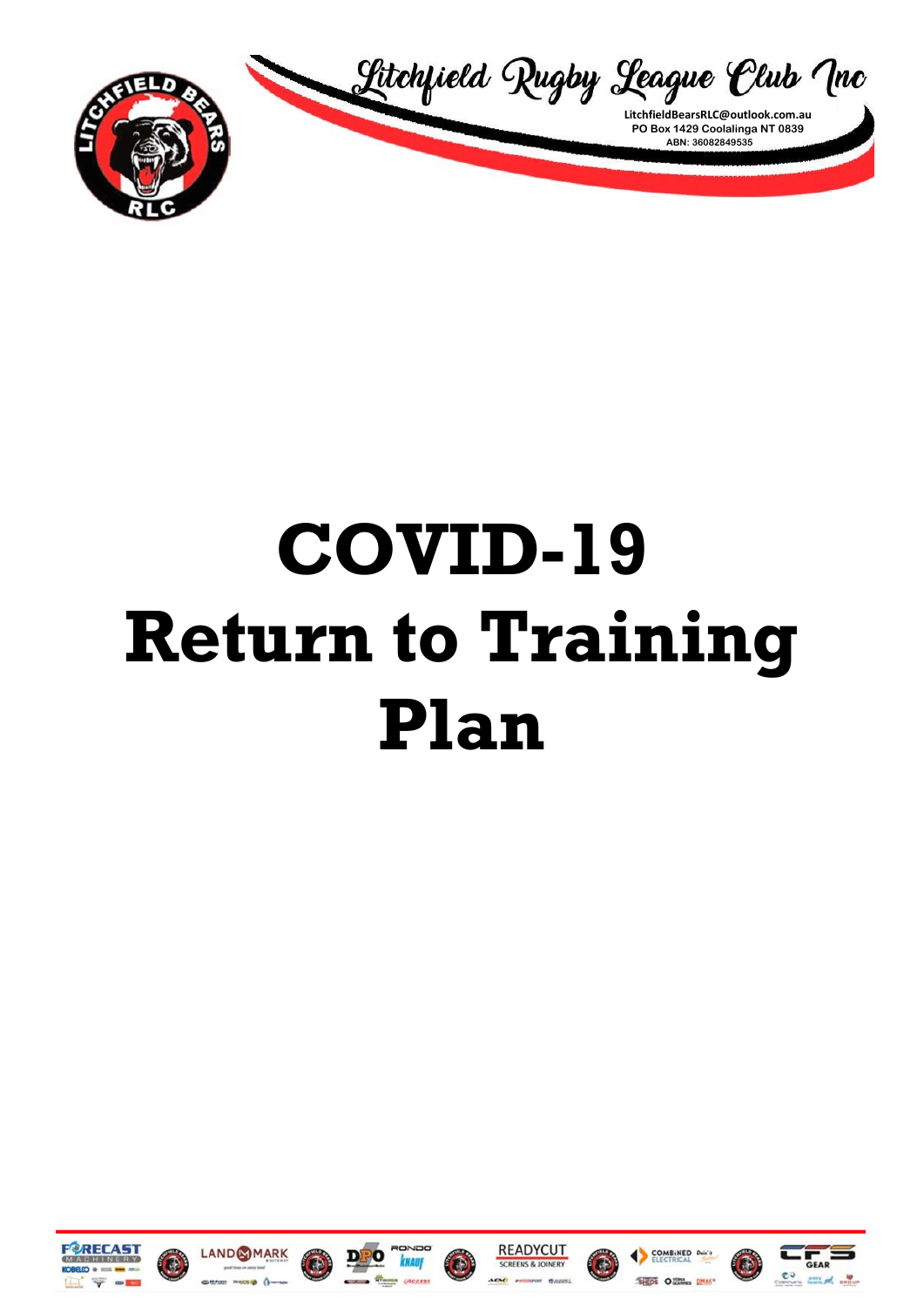Litchfield Rugby League Club Inc

LitchfieldBearsRLC@outlook.com.au
PO Box 1429 Coolalinga NT 0839
ABN: 36082849535

# COVID-19 Return to Training Plan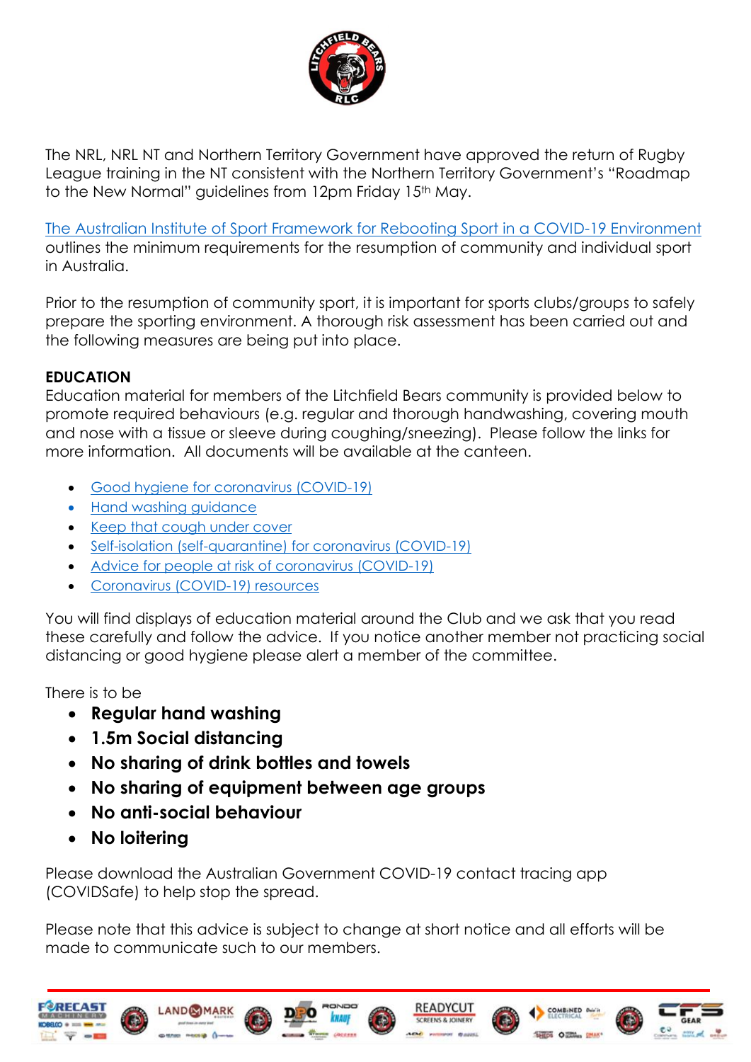The NRL, NRL NT and Northern Territory Government have approved the return of Rugby League training in the NT consistent with the Northern Territory Government's "Roadmap to the New Normal" guidelines from 12pm Friday 15th May.

[The Australian Institute of Sport Framework for Rebooting Sport in a COVID-19 Environment] outlines the minimum requirements for the resumption of community and individual sport in Australia.

Prior to the resumption of community sport, it is important for sports clubs/groups to safely prepare the sporting environment. A thorough risk assessment has been carried out and the following measures are being put into place.

**EDUCATION**

Education material for members of the Litchfield Bears community is provided below to promote required behaviours (e.g. regular and thorough handwashing, covering mouth and nose with a tissue or sleeve during coughing/sneezing). Please follow the links for more information. All documents will be available at the canteen.

- Good hygiene for coronavirus (COVID-19)
- Hand washing guidance
- Keep that cough under cover
- Self-isolation (self-quarantine) for coronavirus (COVID-19)
- Advice for people at risk of coronavirus (COVID-19)
- Coronavirus (COVID-19) resources

You will find displays of education material around the Club and we ask that you read these carefully and follow the advice. If you notice another member not practicing social distancing or good hygiene please alert a member of the committee.

There is to be

- **Regular hand washing**
- **1.5m Social distancing**
- **No sharing of drink bottles and towels**
- **No sharing of equipment between age groups**
- **No anti-social behaviour**
- **No loitering**

Please download the Australian Government COVID-19 contact tracing app (COVIDSafe) to help stop the spread.

Please note that this advice is subject to change at short notice and all efforts will be made to communicate such to our members.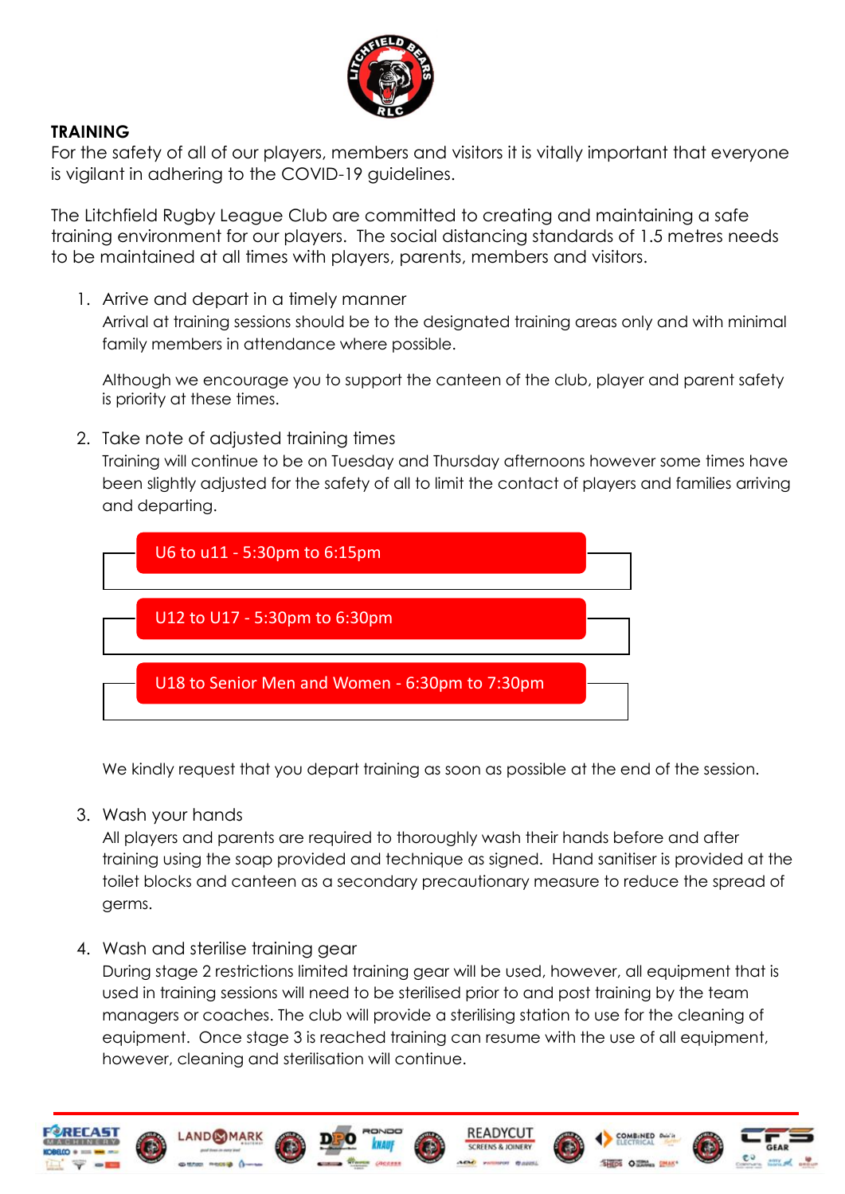## TRAINING

For the safety of all of our players, members and visitors it is vitally important that everyone is vigilant in adhering to the COVID-19 guidelines.

The Litchfield Rugby League Club are committed to creating and maintaining a safe training environment for our players. The social distancing standards of 1.5 metres needs to be maintained at all times with players, parents, members and visitors.

1. Arrive and depart in a timely manner

   Arrival at training sessions should be to the designated training areas only and with minimal family members in attendance where possible.

   Although we encourage you to support the canteen of the club, player and parent safety is priority at these times.

2. Take note of adjusted training times

   Training will continue to be on Tuesday and Thursday afternoons however some times have been slightly adjusted for the safety of all to limit the contact of players and families arriving and departing.

   - U6 to u11 - 5:30pm to 6:15pm
   - U12 to U17 - 5:30pm to 6:30pm
   - U18 to Senior Men and Women - 6:30pm to 7:30pm

   We kindly request that you depart training as soon as possible at the end of the session.

3. Wash your hands

   All players and parents are required to thoroughly wash their hands before and after training using the soap provided and technique as signed. Hand sanitiser is provided at the toilet blocks and canteen as a secondary precautionary measure to reduce the spread of germs.

4. Wash and sterilise training gear

   During stage 2 restrictions limited training gear will be used, however, all equipment that is used in training sessions will need to be sterilised prior to and post training by the team managers or coaches. The club will provide a sterilising station to use for the cleaning of equipment. Once stage 3 is reached training can resume with the use of all equipment, however, cleaning and sterilisation will continue.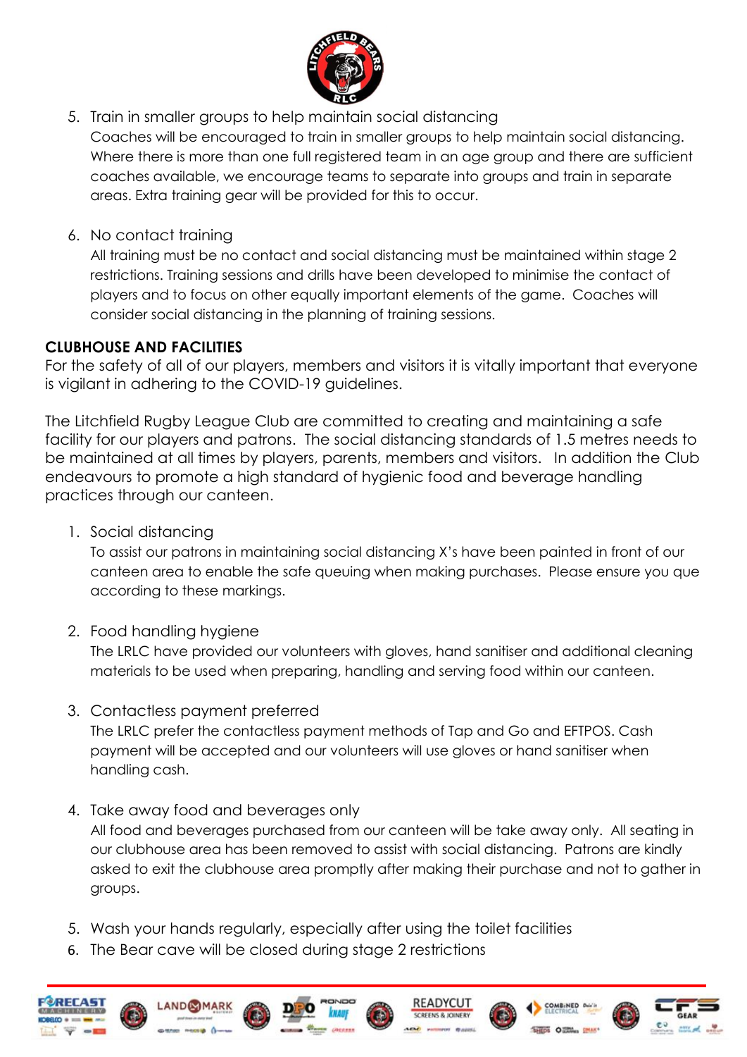5. Train in smaller groups to help maintain social distancing
   Coaches will be encouraged to train in smaller groups to help maintain social distancing. Where there is more than one full registered team in an age group and there are sufficient coaches available, we encourage teams to separate into groups and train in separate areas. Extra training gear will be provided for this to occur.

6. No contact training
   All training must be no contact and social distancing must be maintained within stage 2 restrictions. Training sessions and drills have been developed to minimise the contact of players and to focus on other equally important elements of the game. Coaches will consider social distancing in the planning of training sessions.

**CLUBHOUSE AND FACILITIES**

For the safety of all of our players, members and visitors it is vitally important that everyone is vigilant in adhering to the COVID-19 guidelines.

The Litchfield Rugby League Club are committed to creating and maintaining a safe facility for our players and patrons. The social distancing standards of 1.5 metres needs to be maintained at all times by players, parents, members and visitors. In addition the Club endeavours to promote a high standard of hygienic food and beverage handling practices through our canteen.

1. Social distancing
   To assist our patrons in maintaining social distancing X's have been painted in front of our canteen area to enable the safe queuing when making purchases. Please ensure you que according to these markings.

2. Food handling hygiene
   The LRLC have provided our volunteers with gloves, hand sanitiser and additional cleaning materials to be used when preparing, handling and serving food within our canteen.

3. Contactless payment preferred
   The LRLC prefer the contactless payment methods of Tap and Go and EFTPOS. Cash payment will be accepted and our volunteers will use gloves or hand sanitiser when handling cash.

4. Take away food and beverages only
   All food and beverages purchased from our canteen will be take away only. All seating in our clubhouse area has been removed to assist with social distancing. Patrons are kindly asked to exit the clubhouse area promptly after making their purchase and not to gather in groups.

5. Wash your hands regularly, especially after using the toilet facilities
6. The Bear cave will be closed during stage 2 restrictions